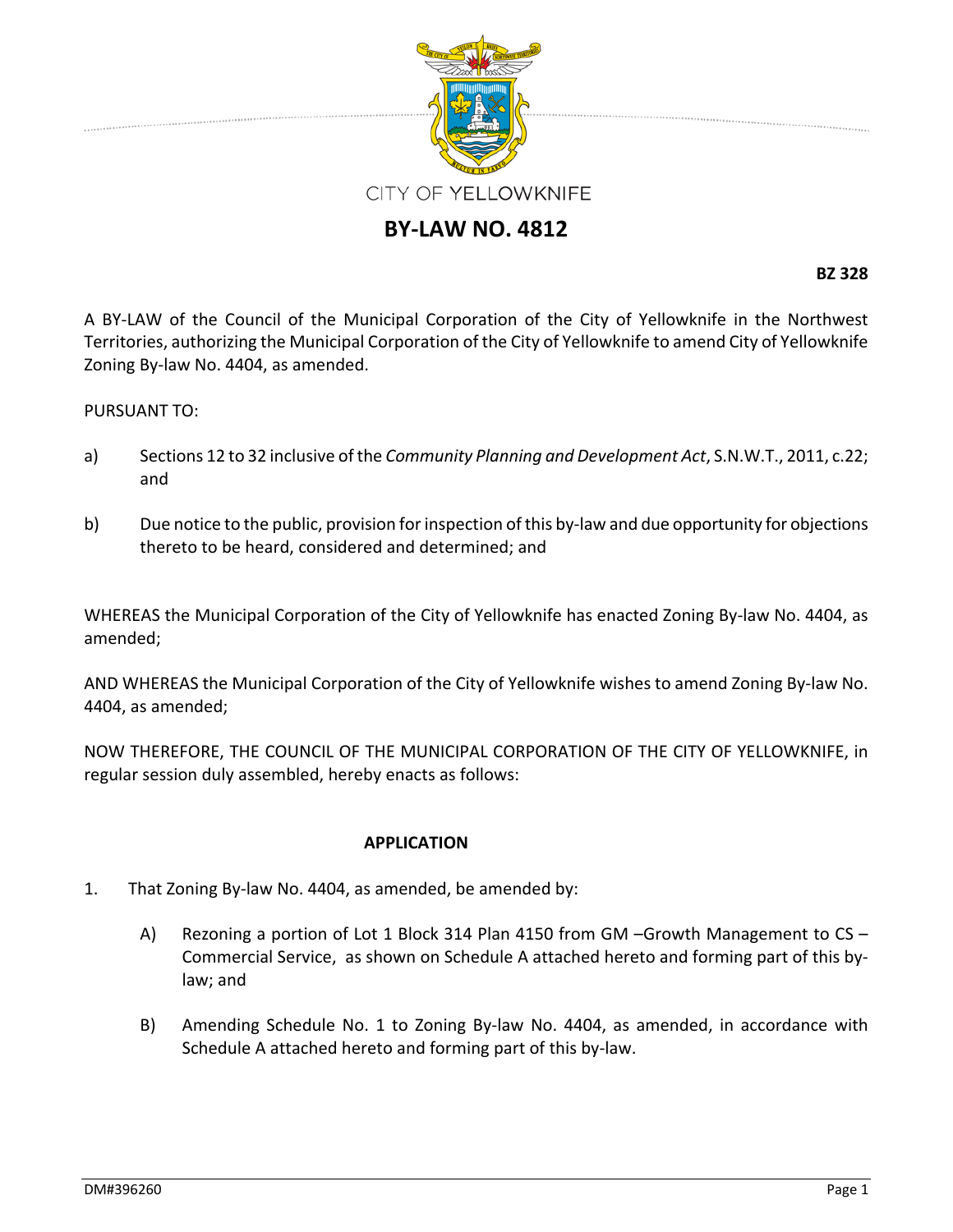CITY OF YELLOWKNIFE

# BY-LAW NO. 4812

**BZ 328**

A BY-LAW of the Council of the Municipal Corporation of the City of Yellowknife in the Northwest Territories, authorizing the Municipal Corporation of the City of Yellowknife to amend City of Yellowknife Zoning By-law No. 4404, as amended.

PURSUANT TO:

a) Sections 12 to 32 inclusive of the *Community Planning and Development Act*, S.N.W.T., 2011, c.22; and

b) Due notice to the public, provision for inspection of this by-law and due opportunity for objections thereto to be heard, considered and determined; and

WHEREAS the Municipal Corporation of the City of Yellowknife has enacted Zoning By-law No. 4404, as amended;

AND WHEREAS the Municipal Corporation of the City of Yellowknife wishes to amend Zoning By-law No. 4404, as amended;

NOW THEREFORE, THE COUNCIL OF THE MUNICIPAL CORPORATION OF THE CITY OF YELLOWKNIFE, in regular session duly assembled, hereby enacts as follows:

## APPLICATION

1. That Zoning By-law No. 4404, as amended, be amended by:

   A) Rezoning a portion of Lot 1 Block 314 Plan 4150 from GM –Growth Management to CS – Commercial Service, as shown on Schedule A attached hereto and forming part of this by-law; and

   B) Amending Schedule No. 1 to Zoning By-law No. 4404, as amended, in accordance with Schedule A attached hereto and forming part of this by-law.

DM#396260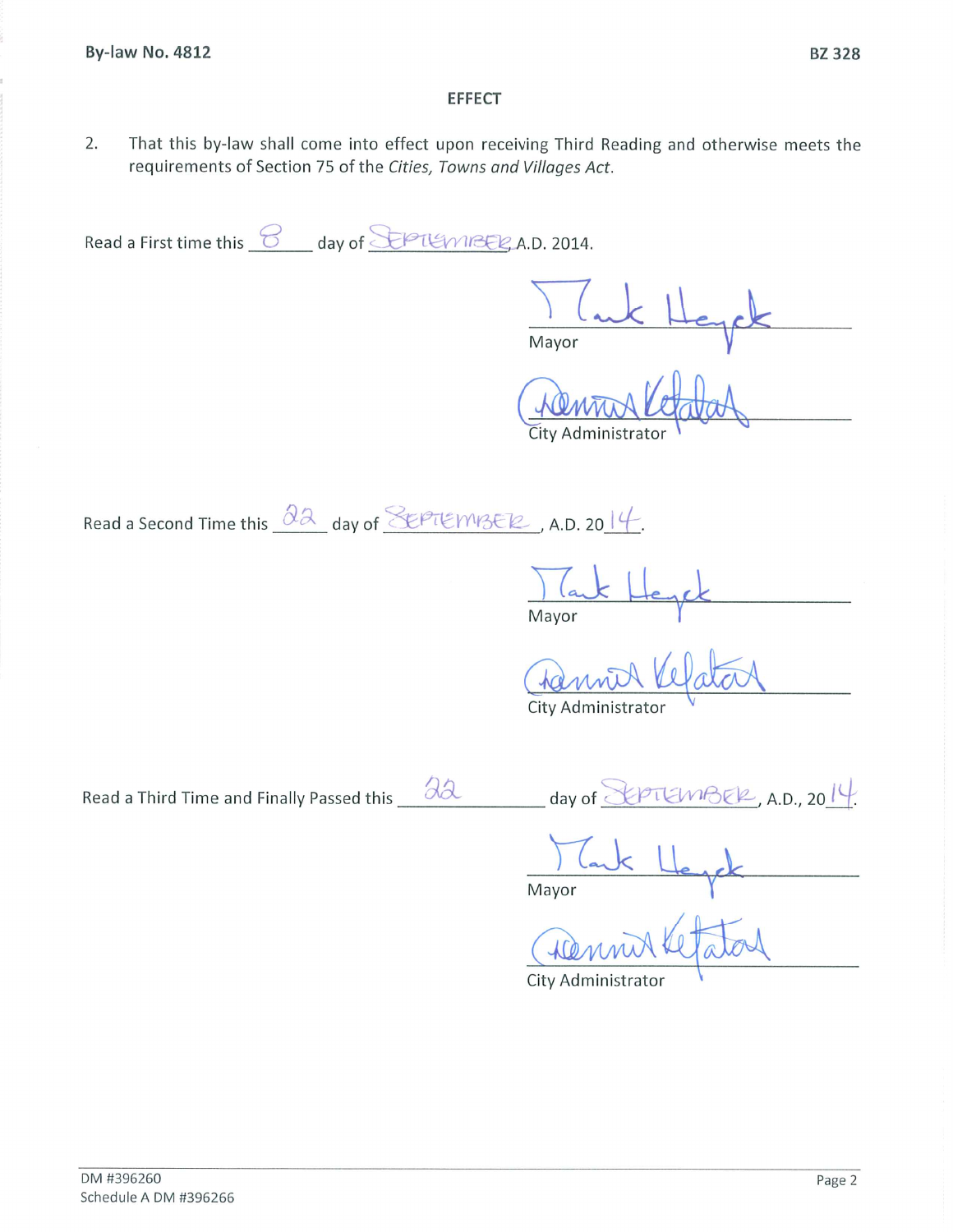By-law No. 4812 BZ 328

## EFFECT

2. That this by-law shall come into effect upon receiving Third Reading and otherwise meets the requirements of Section 75 of the *Cities, Towns and Villages Act*.

Read a First time this 8 day of SEPTEMBER, A.D. 2014.

Mayor

City Administrator

Read a Second Time this 22 day of SEPTEMBER, A.D. 2014.

Mayor

City Administrator

Read a Third Time and Finally Passed this 22 day of SEPTEMBER, A.D., 2014.

Mayor

City Administrator

DM #396260
Schedule A DM #396266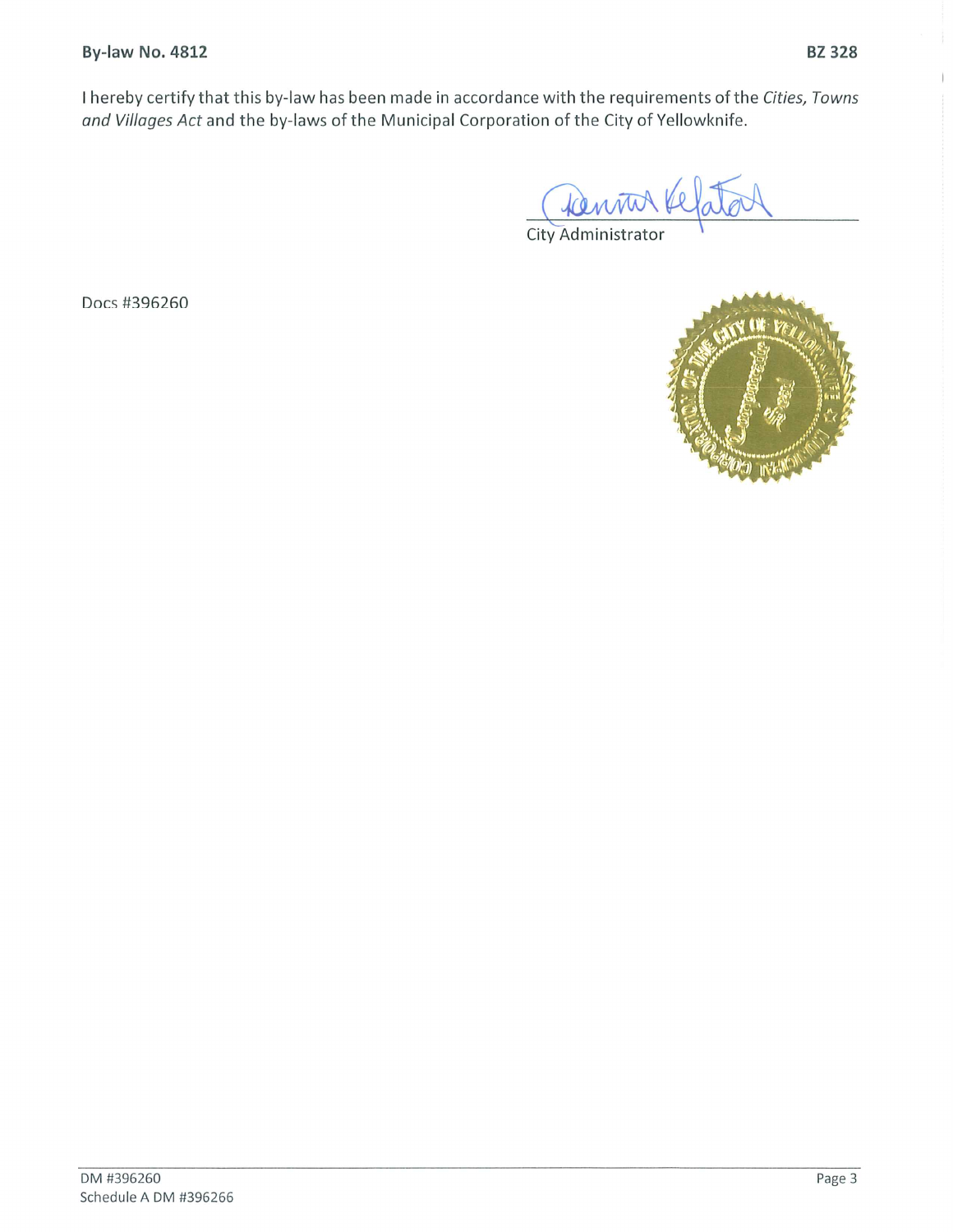I hereby certify that this by-law has been made in accordance with the requirements of the *Cities, Towns and Villages Act* and the by-laws of the Municipal Corporation of the City of Yellowknife.

City Administrator

Docs #396260

DM #396260
Schedule A DM #396266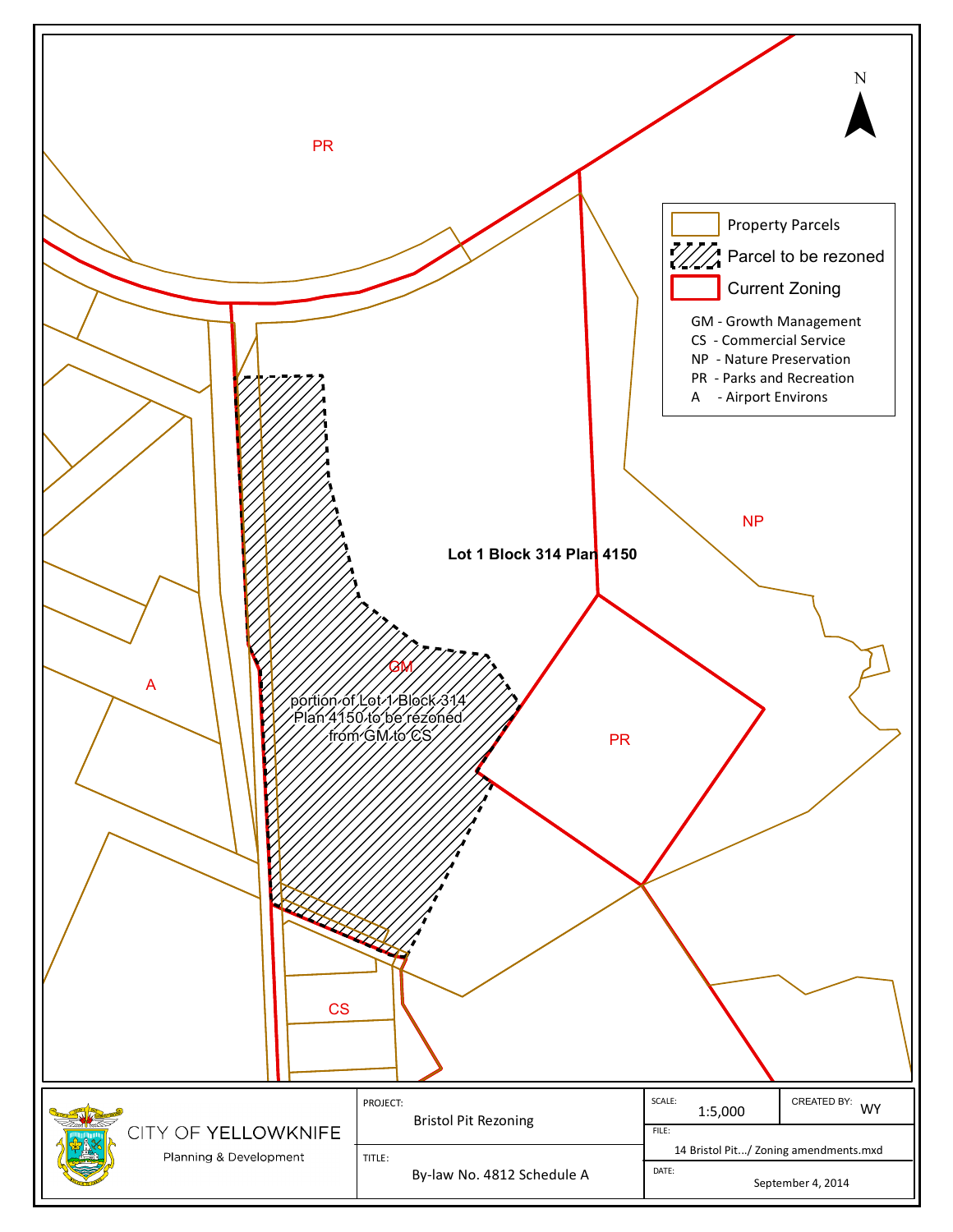N

PR

NP

A

PR

CS

GM

Lot 1 Block 314 Plan 4150

portion of Lot 1 Block 314 Plan 4150 to be rezoned from GM to CS

Property Parcels

Parcel to be rezoned

Current Zoning

GM - Growth Management
CS - Commercial Service
NP - Nature Preservation
PR - Parks and Recreation
A - Airport Environs

CITY OF YELLOWKNIFE
Planning & Development

PROJECT: Bristol Pit Rezoning

TITLE: By-law No. 4812 Schedule A

SCALE: 1:5,000

CREATED BY: WY

FILE: 14 Bristol Pit.../ Zoning amendments.mxd

DATE: September 4, 2014